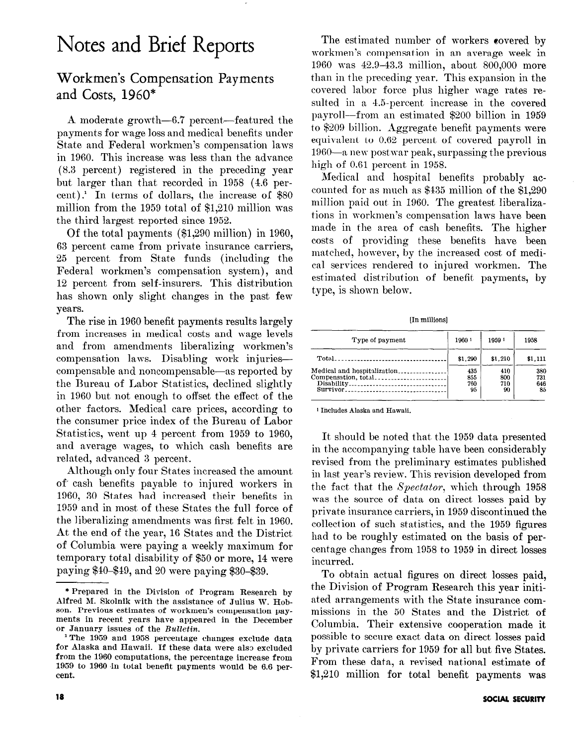# Notes and Brief Reports

## Workmen's Compensation Payments and Costs, 1960*

A moderate growth—6.7 percent—featured the payments for wage loss and medical benefits under State and Federal workmen's compensation laws in 1960. This increase was less than the advance (8.3 percent) registered in the preceding year but larger than that recorded in 1958 (4.6 percent).[1] In terms of dollars, the increase of $80 million from the 1959 total of $1,210 million was the third largest reported since 1952.

Of the total payments ($1,290 million) in 1960, 63 percent came from private insurance carriers, 25 percent from State funds (including the Federal workmen's compensation system), and 12 percent from self-insurers. This distribution has shown only slight changes in the past few years.

The rise in 1960 benefit payments results largely from increases in medical costs and wage levels and from amendments liberalizing workmen's compensation laws. Disabling work injuries—compensable and noncompensable—as reported by the Bureau of Labor Statistics, declined slightly in 1960 but not enough to offset the effect of the other factors. Medical care prices, according to the consumer price index of the Bureau of Labor Statistics, went up 4 percent from 1959 to 1960, and average wages, to which cash benefits are related, advanced 3 percent.

Although only four States increased the amount of cash benefits payable to injured workers in 1960, 30 States had increased their benefits in 1959 and in most of these States the full force of the liberalizing amendments was first felt in 1960. At the end of the year, 16 States and the District of Columbia were paying a weekly maximum for temporary total disability of $50 or more, 14 were paying $40–$49, and 20 were paying $30–$39.

\* Prepared in the Division of Program Research by Alfred M. Skolnik with the assistance of Julius W. Hobson. Previous estimates of workmen's compensation payments in recent years have appeared in the December or January issues of the *Bulletin*.

[1] The 1959 and 1958 percentage changes exclude data for Alaska and Hawaii. If these data were also excluded from the 1960 computations, the percentage increase from 1959 to 1960 in total benefit payments would be 6.6 percent.

The estimated number of workers covered by workmen's compensation in an average week in 1960 was 42.9–43.3 million, about 800,000 more than in the preceding year. This expansion in the covered labor force plus higher wage rates resulted in a 4.5-percent increase in the covered payroll—from an estimated $200 billion in 1959 to $209 billion. Aggregate benefit payments were equivalent to 0.62 percent of covered payroll in 1960—a new postwar peak, surpassing the previous high of 0.61 percent in 1958.

Medical and hospital benefits probably accounted for as much as $435 million of the $1,290 million paid out in 1960. The greatest liberalizations in workmen's compensation laws have been made in the area of cash benefits. The higher costs of providing these benefits have been matched, however, by the increased cost of medical services rendered to injured workmen. The estimated distribution of benefit payments, by type, is shown below.

[In millions]

| Type of payment | 1960 [1] | 1959 [1] | 1958 |
|---|---|---|---|
| Total | $1,290 | $1,210 | $1,111 |
| Medical and hospitalization | 435 | 410 | 380 |
| Compensation, total | 855 | 800 | 731 |
| Disability | 760 | 710 | 646 |
| Survivor | 95 | 90 | 85 |

[1] Includes Alaska and Hawaii.

It should be noted that the 1959 data presented in the accompanying table have been considerably revised from the preliminary estimates published in last year's review. This revision developed from the fact that the *Spectator*, which through 1958 was the source of data on direct losses paid by private insurance carriers, in 1959 discontinued the collection of such statistics, and the 1959 figures had to be roughly estimated on the basis of percentage changes from 1958 to 1959 in direct losses incurred.

To obtain actual figures on direct losses paid, the Division of Program Research this year initiated arrangements with the State insurance commissions in the 50 States and the District of Columbia. Their extensive cooperation made it possible to secure exact data on direct losses paid by private carriers for 1959 for all but five States. From these data, a revised national estimate of $1,210 million for total benefit payments was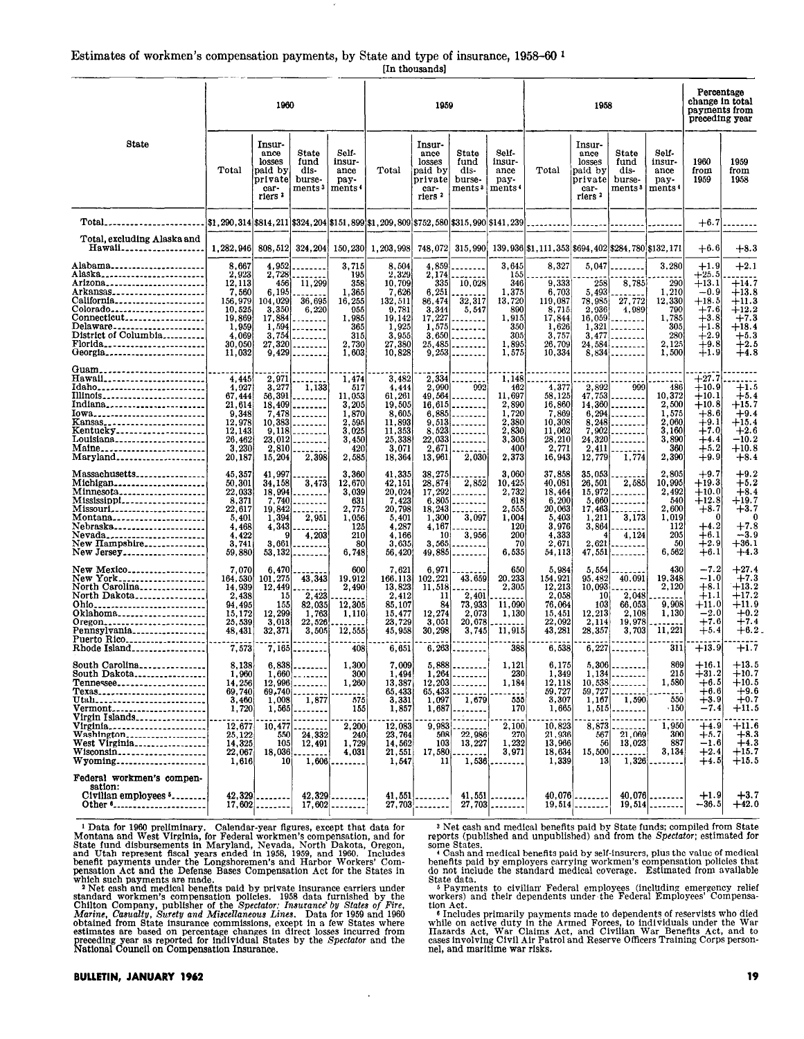Estimates of workmen's compensation payments, by State and type of insurance, 1958–60 [1]

[In thousands]

| State | 1960 | | | | 1959 | | | | 1958 | | | | Percentage change in total payments from preceding year | |
|---|---|---|---|---|---|---|---|---|---|---|---|---|---|---|
| | Total | Insurance losses paid by private carriers [2] | State fund disbursements [3] | Self-insurance payments [4] | Total | Insurance losses paid by private carriers [2] | State fund disbursements [3] | Self-insurance payments [4] | Total | Insurance losses paid by private carriers [2] | State fund disbursements [3] | Self-insurance payments [4] | 1960 from 1959 | 1959 from 1958 |
| Total | $1,290,314 | $814,211 | $324,204 | $151,899 | $1,209,809 | $752,580 | $315,990 | $141,239 | | | | | +6.7 | |
| Total, excluding Alaska and Hawaii | 1,282,946 | 808,512 | 324,204 | 150,230 | 1,203,998 | 748,072 | 315,990 | 139,936 | $1,111,353 | $694,402 | $284,780 | $132,171 | +6.6 | +8.3 |
| Alabama | 8,667 | 4,952 | | 3,715 | 8,504 | 4,859 | | 3,645 | 8,327 | 5,047 | | 3,280 | +1.9 | +2.1 |
| Alaska | 2,923 | 2,728 | | 195 | 2,329 | 2,174 | | 155 | | | | | +25.5 | |
| Arizona | 12,113 | 456 | 11,299 | 358 | 10,709 | 335 | 10,028 | 346 | 9,333 | 258 | 8,785 | 290 | +13.1 | +14.7 |
| Arkansas | 7,560 | 6,195 | | 1,365 | 7,626 | 6,251 | | 1,375 | 6,703 | 5,493 | | 1,210 | −0.9 | +13.8 |
| California | 156,979 | 104,029 | 36,695 | 16,255 | 132,511 | 86,474 | 32,317 | 13,720 | 119,087 | 78,985 | 27,772 | 12,330 | +18.5 | +11.3 |
| Colorado | 10,525 | 3,350 | 6,220 | 955 | 9,781 | 3,344 | 5,547 | 890 | 8,715 | 2,936 | 4,089 | 700 | +7.6 | +12.2 |
| Connecticut | 19,869 | 17,884 | | 1,985 | 19,142 | 17,227 | | 1,915 | 17,844 | 16,059 | | 1,785 | +3.8 | +7.3 |
| Delaware | 1,959 | 1,594 | | 365 | 1,925 | 1,575 | | 350 | 1,626 | 1,321 | | 305 | +1.8 | +18.4 |
| District of Columbia | 4,069 | 3,754 | | 315 | 3,955 | 3,650 | | 305 | 3,757 | 3,477 | | 280 | +2.9 | +5.3 |
| Florida | 30,050 | 27,320 | | 2,730 | 27,380 | 25,485 | | 1,895 | 26,709 | 24,584 | | 2,125 | +9.8 | +2.5 |
| Georgia | 11,032 | 9,429 | | 1,603 | 10,828 | 9,253 | | 1,575 | 10,334 | 8,834 | | 1,500 | +1.9 | +4.8 |
| Guam | | | | | | | | | | | | | | |
| Hawaii | 4,445 | 2,971 | | 1,474 | 3,482 | 2,334 | | 1,148 | | | | | +27.7 | |
| Idaho | 4,927 | 3,277 | 1,133 | 517 | 4,444 | 2,990 | 992 | 462 | 4,377 | 2,892 | 999 | 486 | +10.9 | +1.5 |
| Illinois | 67,444 | 56,391 | | 11,053 | 61,261 | 49,564 | | 11,697 | 58,125 | 47,753 | | 10,372 | +10.1 | +5.4 |
| Indiana | 21,614 | 18,409 | | 3,205 | 19,505 | 16,615 | | 2,890 | 16,860 | 14,360 | | 2,500 | +10.8 | +15.7 |
| Iowa | 9,348 | 7,478 | | 1,870 | 8,605 | 6,885 | | 1,720 | 7,869 | 6,294 | | 1,575 | +8.6 | +9.4 |
| Kansas | 12,978 | 10,383 | | 2,595 | 11,893 | 9,513 | | 2,380 | 10,308 | 8,248 | | 2,060 | +9.1 | +15.4 |
| Kentucky | 12,143 | 9,118 | | 3,025 | 11,353 | 8,523 | | 2,830 | 11,062 | 7,902 | | 3,160 | +7.0 | +2.6 |
| Louisiana | 26,462 | 23,012 | | 3,450 | 25,338 | 22,033 | | 3,305 | 28,210 | 24,320 | | 3,890 | +4.4 | −10.2 |
| Maine | 3,230 | 2,810 | | 420 | 3,071 | 2,671 | | 400 | 2,771 | 2,411 | | 360 | +5.2 | +10.8 |
| Maryland | 20,187 | 15,204 | 2,398 | 2,585 | 18,364 | 13,961 | 2,030 | 2,373 | 16,943 | 12,779 | 1,774 | 2,390 | +9.9 | +8.4 |
| Massachusetts | 45,357 | 41,997 | | 3,360 | 41,335 | 38,275 | | 3,060 | 37,858 | 35,053 | | 2,805 | +9.7 | +9.2 |
| Michigan | 50,301 | 34,158 | 3,473 | 12,670 | 42,151 | 28,874 | 2,852 | 10,425 | 40,081 | 26,501 | 2,585 | 10,995 | +19.3 | +5.2 |
| Minnesota | 22,033 | 18,994 | | 3,039 | 20,024 | 17,292 | | 2,732 | 18,464 | 15,972 | | 2,492 | +10.0 | +8.4 |
| Mississippi | 8,371 | 7,740 | | 631 | 7,423 | 6,805 | | 618 | 6,200 | 5,660 | | 540 | +12.8 | +19.7 |
| Missouri | 22,617 | 19,842 | | 2,775 | 20,798 | 18,243 | | 2,555 | 20,063 | 17,463 | | 2,600 | +8.7 | +3.7 |
| Montana | 5,401 | 1,394 | 2,951 | 1,056 | 5,401 | 1,300 | 3,097 | 1,004 | 5,403 | 1,211 | 3,173 | 1,019 | 0 | 0 |
| Nebraska | 4,468 | 4,343 | | 125 | 4,287 | 4,167 | | 120 | 3,976 | 3,864 | | 112 | +4.2 | +7.8 |
| Nevada | 4,422 | 9 | 4,203 | 210 | 4,166 | 10 | 3,956 | 200 | 4,333 | 4 | 4,124 | 205 | +6.1 | −3.9 |
| New Hampshire | 3,741 | 3,661 | | 80 | 3,635 | 3,565 | | 70 | 2,671 | 2,621 | | 50 | +2.9 | +36.1 |
| New Jersey | 59,880 | 53,132 | | 6,748 | 56,420 | 49,885 | | 6,535 | 54,113 | 47,551 | | 6,562 | +6.1 | +4.3 |
| New Mexico | 7,070 | 6,470 | | 600 | 7,621 | 6,971 | | 650 | 5,984 | 5,554 | | 430 | −7.2 | +27.4 |
| New York | 164,530 | 101,275 | 43,343 | 19,912 | 166,113 | 102,221 | 43,659 | 20,233 | 154,921 | 95,482 | 40,091 | 19,348 | −1.0 | +7.3 |
| North Carolina | 14,939 | 12,449 | | 2,490 | 13,823 | 11,518 | | 2,305 | 12,213 | 10,093 | | 2,120 | +8.1 | +13.2 |
| North Dakota | 2,438 | 15 | 2,423 | | 2,412 | 11 | 2,401 | | 2,058 | 10 | 2,048 | | +1.1 | +17.2 |
| Ohio | 94,495 | 155 | 82,035 | 12,305 | 85,107 | 84 | 73,933 | 11,090 | 76,064 | 103 | 66,053 | 9,908 | +11.0 | +11.9 |
| Oklahoma | 15,172 | 12,299 | 1,763 | 1,110 | 15,477 | 12,274 | 2,073 | 1,130 | 15,451 | 12,213 | 2,108 | 1,130 | −2.0 | +0.2 |
| Oregon | 25,539 | 3,013 | 22,526 | | 23,729 | 3,051 | 20,678 | | 22,092 | 2,114 | 19,978 | | +7.6 | +7.4 |
| Pennsylvania | 48,431 | 32,371 | 3,505 | 12,555 | 45,958 | 30,298 | 3,745 | 11,915 | 43,281 | 28,357 | 3,703 | 11,221 | +5.4 | +6.2 |
| Puerto Rico | | | | | | | | | | | | | | |
| Rhode Island | 7,573 | 7,165 | | 408 | 6,651 | 6,263 | | 388 | 6,538 | 6,227 | | 311 | +13.9 | +1.7 |
| South Carolina | 8,138 | 6,838 | | 1,300 | 7,009 | 5,888 | | 1,121 | 6,175 | 5,306 | | 869 | +16.1 | +13.5 |
| South Dakota | 1,960 | 1,660 | | 300 | 1,494 | 1,264 | | 230 | 1,349 | 1,134 | | 215 | +31.2 | +10.7 |
| Tennessee | 14,256 | 12,996 | | 1,260 | 13,387 | 12,203 | | 1,184 | 12,118 | 10,538 | | 1,580 | +6.5 | +10.5 |
| Texas | 69,740 | 69,740 | | | 65,433 | 65,433 | | | 59,727 | 59,727 | | | +6.6 | +9.6 |
| Utah | 3,460 | 1,008 | 1,877 | 575 | 3,331 | 1,097 | 1,679 | 555 | 3,307 | 1,167 | 1,590 | 550 | +3.9 | +0.7 |
| Vermont | 1,720 | 1,565 | | 155 | 1,857 | 1,687 | | 170 | 1,665 | 1,515 | | 150 | −7.4 | +11.5 |
| Virgin Islands | | | | | | | | | | | | | | |
| Virginia | 12,677 | 10,477 | | 2,200 | 12,083 | 9,983 | | 2,100 | 10,823 | 8,873 | | 1,950 | +4.9 | +11.6 |
| Washington | 25,122 | 550 | 24,332 | 240 | 23,764 | 508 | 22,986 | 270 | 21,936 | 567 | 21,069 | 300 | +5.7 | +8.3 |
| West Virginia | 14,325 | 105 | 12,491 | 1,729 | 14,562 | 103 | 13,227 | 1,232 | 13,966 | 56 | 13,023 | 887 | −1.6 | +4.3 |
| Wisconsin | 22,067 | 18,036 | | 4,031 | 21,551 | 17,580 | | 3,971 | 18,634 | 15,500 | | 3,134 | +2.4 | +15.7 |
| Wyoming | 1,616 | 10 | 1,606 | | 1,547 | 11 | 1,536 | | 1,339 | 13 | 1,326 | | +4.5 | +15.5 |
| Federal workmen's compensation: | | | | | | | | | | | | | | |
| Civilian employees [5] | 42,329 | | 42,329 | | 41,551 | | 41,551 | | 40,076 | | 40,076 | | +1.9 | +3.7 |
| Other [6] | 17,602 | | 17,602 | | 27,703 | | 27,703 | | 19,514 | | 19,514 | | −36.5 | +42.0 |

[1] Data for 1960 preliminary. Calendar-year figures, except that data for Montana and West Virginia, for Federal workmen's compensation, and for State fund disbursements in Maryland, Nevada, North Dakota, Oregon, and Utah represent fiscal years ended in 1958, 1959, and 1960. Includes benefit payments under the Longshoremen's and Harbor Workers' Compensation Act and the Defense Bases Compensation Act for the States in which such payments are made.

[2] Net cash and medical benefits paid by private insurance carriers under standard workmen's compensation policies. 1958 data furnished by the Chilton Company, publisher of the *Spectator: Insurance by States of Fire, Marine, Casualty, Surety and Miscellaneous Lines*. Data for 1959 and 1960 obtained from State insurance commissions, except in a few States where estimates are based on percentage changes in direct losses incurred from preceding year as reported for individual States by the *Spectator* and the National Council on Compensation Insurance.

[3] Net cash and medical benefits paid by State funds; compiled from State reports (published and unpublished) and from the *Spectator*; estimated for some States.

[4] Cash and medical benefits paid by self-insurers, plus the value of medical benefits paid by employers carrying workmen's compensation policies that do not include the standard medical coverage. Estimated from available State data.

[5] Payments to civilian Federal employees (including emergency relief workers) and their dependents under the Federal Employees' Compensation Act.

[6] Includes primarily payments made to dependents of reservists who died while on active duty in the Armed Forces, to individuals under the War Hazards Act, War Claims Act, and Civilian War Benefits Act, and to cases involving Civil Air Patrol and Reserve Officers Training Corps personnel, and maritime war risks.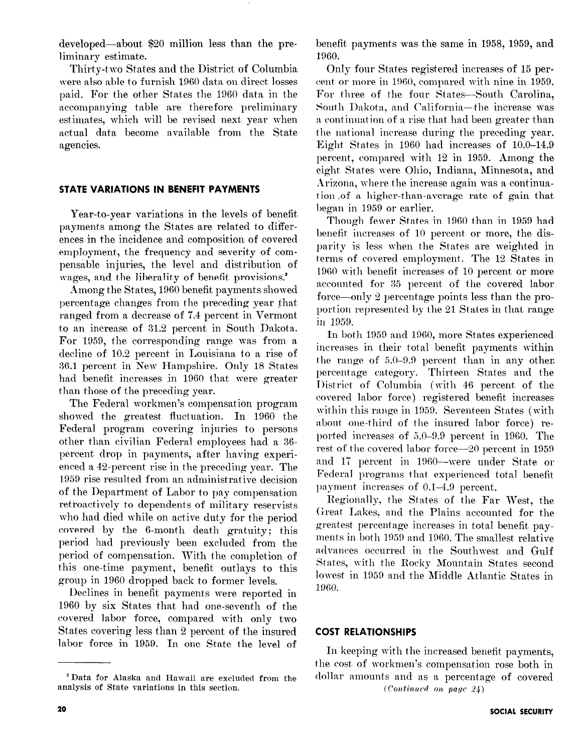developed—about $20 million less than the preliminary estimate.

Thirty-two States and the District of Columbia were also able to furnish 1960 data on direct losses paid. For the other States the 1960 data in the accompanying table are therefore preliminary estimates, which will be revised next year when actual data become available from the State agencies.

## STATE VARIATIONS IN BENEFIT PAYMENTS

Year-to-year variations in the levels of benefit payments among the States are related to differences in the incidence and composition of covered employment, the frequency and severity of compensable injuries, the level and distribution of wages, and the liberality of benefit provisions.[2]

Among the States, 1960 benefit payments showed percentage changes from the preceding year that ranged from a decrease of 7.4 percent in Vermont to an increase of 31.2 percent in South Dakota. For 1959, the corresponding range was from a decline of 10.2 percent in Louisiana to a rise of 36.1 percent in New Hampshire. Only 18 States had benefit increases in 1960 that were greater than those of the preceding year.

The Federal workmen's compensation program showed the greatest fluctuation. In 1960 the Federal program covering injuries to persons other than civilian Federal employees had a 36-percent drop in payments, after having experienced a 42-percent rise in the preceding year. The 1959 rise resulted from an administrative decision of the Department of Labor to pay compensation retroactively to dependents of military reservists who had died while on active duty for the period covered by the 6-month death gratuity; this period had previously been excluded from the period of compensation. With the completion of this one-time payment, benefit outlays to this group in 1960 dropped back to former levels.

Declines in benefit payments were reported in 1960 by six States that had one-seventh of the covered labor force, compared with only two States covering less than 2 percent of the insured labor force in 1959. In one State the level of benefit payments was the same in 1958, 1959, and 1960.

Only four States registered increases of 15 percent or more in 1960, compared with nine in 1959. For three of the four States—South Carolina, South Dakota, and California—the increase was a continuation of a rise that had been greater than the national increase during the preceding year. Eight States in 1960 had increases of 10.0–14.9 percent, compared with 12 in 1959. Among the eight States were Ohio, Indiana, Minnesota, and Arizona, where the increase again was a continuation of a higher-than-average rate of gain that began in 1959 or earlier.

Though fewer States in 1960 than in 1959 had benefit increases of 10 percent or more, the disparity is less when the States are weighted in terms of covered employment. The 12 States in 1960 with benefit increases of 10 percent or more accounted for 35 percent of the covered labor force—only 2 percentage points less than the proportion represented by the 21 States in that range in 1959.

In both 1959 and 1960, more States experienced increases in their total benefit payments within the range of 5.0–9.9 percent than in any other percentage category. Thirteen States and the District of Columbia (with 46 percent of the covered labor force) registered benefit increases within this range in 1959. Seventeen States (with about one-third of the insured labor force) reported increases of 5.0–9.9 percent in 1960. The rest of the covered labor force—20 percent in 1959 and 17 percent in 1960—were under State or Federal programs that experienced total benefit payment increases of 0.1–4.9 percent.

Regionally, the States of the Far West, the Great Lakes, and the Plains accounted for the greatest percentage increases in total benefit payments in both 1959 and 1960. The smallest relative advances occurred in the Southwest and Gulf States, with the Rocky Mountain States second lowest in 1959 and the Middle Atlantic States in 1960.

## COST RELATIONSHIPS

In keeping with the increased benefit payments, the cost of workmen's compensation rose both in dollar amounts and as a percentage of covered

*(Continued on page 24)*

[2] Data for Alaska and Hawaii are excluded from the analysis of State variations in this section.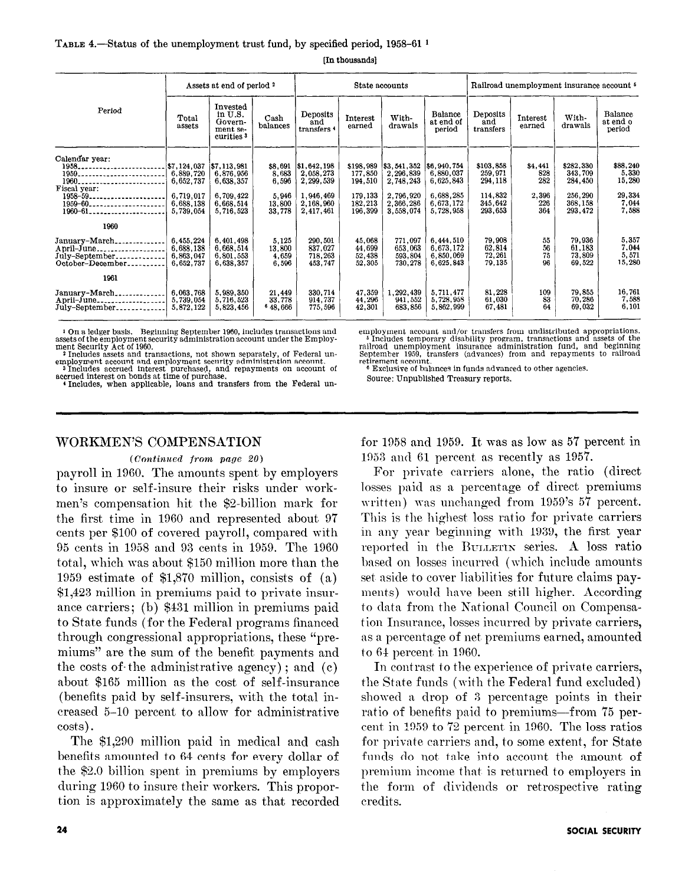TABLE 4.—Status of the unemployment trust fund, by specified period, 1958–61 [1]

[In thousands]

| Period | Assets at end of period [2] | | | State accounts | | | | Railroad unemployment insurance account [5] | | | |
|---|---|---|---|---|---|---|---|---|---|---|---|
| | Total assets | Invested in U.S. Government securities [3] | Cash balances | Deposits and transfers [4] | Interest earned | Withdrawals | Balance at end of period | Deposits and transfers | Interest earned | Withdrawals | Balance at end o period |
| Calendar year: | | | | | | | | | | | |
| 1958 | $7,124,037 | $7,113,981 | $8,691 | $1,642,198 | $198,989 | $3,541,352 | $6,940,754 | $103,858 | $4,441 | $282,330 | $88,240 |
| 1959 | 6,889,720 | 6,876,956 | 8,683 | 2,058,273 | 177,850 | 2,296,839 | 6,880,037 | 259,971 | 828 | 343,709 | 5,330 |
| 1960 | 6,652,737 | 6,638,357 | 6,596 | 2,299,539 | 194,510 | 2,748,243 | 6,625,843 | 294,118 | 282 | 284,450 | 15,280 |
| Fiscal year: | | | | | | | | | | | |
| 1958–59 | 6,719,017 | 6,709,422 | 5,946 | 1,946,469 | 179,133 | 2,796,920 | 6,688,285 | 114,832 | 2,396 | 256,290 | 29,334 |
| 1959–60 | 6,688,138 | 6,668,514 | 13,800 | 2,168,960 | 182,213 | 2,366,286 | 6,673,172 | 345,642 | 226 | 368,158 | 7,044 |
| 1960–61 | 5,739,054 | 5,716,523 | 33,778 | 2,417,461 | 196,399 | 3,558,074 | 5,728,958 | 293,653 | 364 | 293,472 | 7,588 |
| 1960 | | | | | | | | | | | |
| January–March | 6,455,224 | 6,401,498 | 5,125 | 290,501 | 45,068 | 771,097 | 6,444,510 | 79,908 | 55 | 79,936 | 5,357 |
| April–June | 6,688,138 | 6,668,514 | 13,800 | 837,027 | 44,699 | 653,063 | 6,673,172 | 62,814 | 56 | 61,183 | 7,044 |
| July–September | 6,863,047 | 6,801,553 | 4,659 | 718,263 | 52,438 | 593,804 | 6,850,069 | 72,261 | 75 | 73,809 | 5,571 |
| October–December | 6,652,737 | 6,638,357 | 6,596 | 453,747 | 52,305 | 730,278 | 6,625,843 | 79,135 | 96 | 69,522 | 15,280 |
| 1961 | | | | | | | | | | | |
| January–March | 6,063,768 | 5,989,350 | 21,449 | 330,714 | 47,359 | 1,292,439 | 5,711,477 | 81,228 | 109 | 79,855 | 16,761 |
| April–June | 5,739,054 | 5,716,523 | 33,778 | 914,737 | 44,296 | 941,552 | 5,728,958 | 61,030 | 83 | 70,286 | 7,588 |
| July–September | 5,872,122 | 5,823,456 | [6] 48,666 | 775,596 | 42,301 | 683,856 | 5,862,999 | 67,481 | 64 | 69,032 | 6,101 |

[1] On a ledger basis. Beginning September 1960, includes transactions and assets of the employment security administration account under the Employment Security Act of 1960.

[2] Includes assets and transactions, not shown separately, of Federal unemployment account and employment security administration account.

[3] Includes accrued interest purchased, and repayments on account of accrued interest on bonds at time of purchase.

[4] Includes, when applicable, loans and transfers from the Federal unemployment account and/or transfers from undistributed appropriations.

[5] Includes temporary disability program, transactions and assets of the railroad unemployment insurance administration fund, and beginning September 1959, transfers (advances) from and repayments to railroad retirement account.

[6] Exclusive of balances in funds advanced to other agencies.

Source: Unpublished Treasury reports.

## WORKMEN'S COMPENSATION

*(Continued from page 20)*

payroll in 1960. The amounts spent by employers to insure or self-insure their risks under workmen's compensation hit the $2-billion mark for the first time in 1960 and represented about 97 cents per $100 of covered payroll, compared with 95 cents in 1958 and 93 cents in 1959. The 1960 total, which was about $150 million more than the 1959 estimate of $1,870 million, consists of (a) $1,423 million in premiums paid to private insurance carriers; (b) $431 million in premiums paid to State funds (for the Federal programs financed through congressional appropriations, these "premiums" are the sum of the benefit payments and the costs of the administrative agency); and (c) about $165 million as the cost of self-insurance (benefits paid by self-insurers, with the total increased 5–10 percent to allow for administrative costs).

The $1,290 million paid in medical and cash benefits amounted to 64 cents for every dollar of the $2.0 billion spent in premiums by employers during 1960 to insure their workers. This proportion is approximately the same as that recorded for 1958 and 1959. It was as low as 57 percent in 1953 and 61 percent as recently as 1957.

For private carriers alone, the ratio (direct losses paid as a percentage of direct premiums written) was unchanged from 1959's 57 percent. This is the highest loss ratio for private carriers in any year beginning with 1939, the first year reported in the BULLETIN series. A loss ratio based on losses incurred (which include amounts set aside to cover liabilities for future claims payments) would have been still higher. According to data from the National Council on Compensation Insurance, losses incurred by private carriers, as a percentage of net premiums earned, amounted to 64 percent in 1960.

In contrast to the experience of private carriers, the State funds (with the Federal fund excluded) showed a drop of 3 percentage points in their ratio of benefits paid to premiums—from 75 percent in 1959 to 72 percent in 1960. The loss ratios for private carriers and, to some extent, for State funds do not take into account the amount of premium income that is returned to employers in the form of dividends or retrospective rating credits.